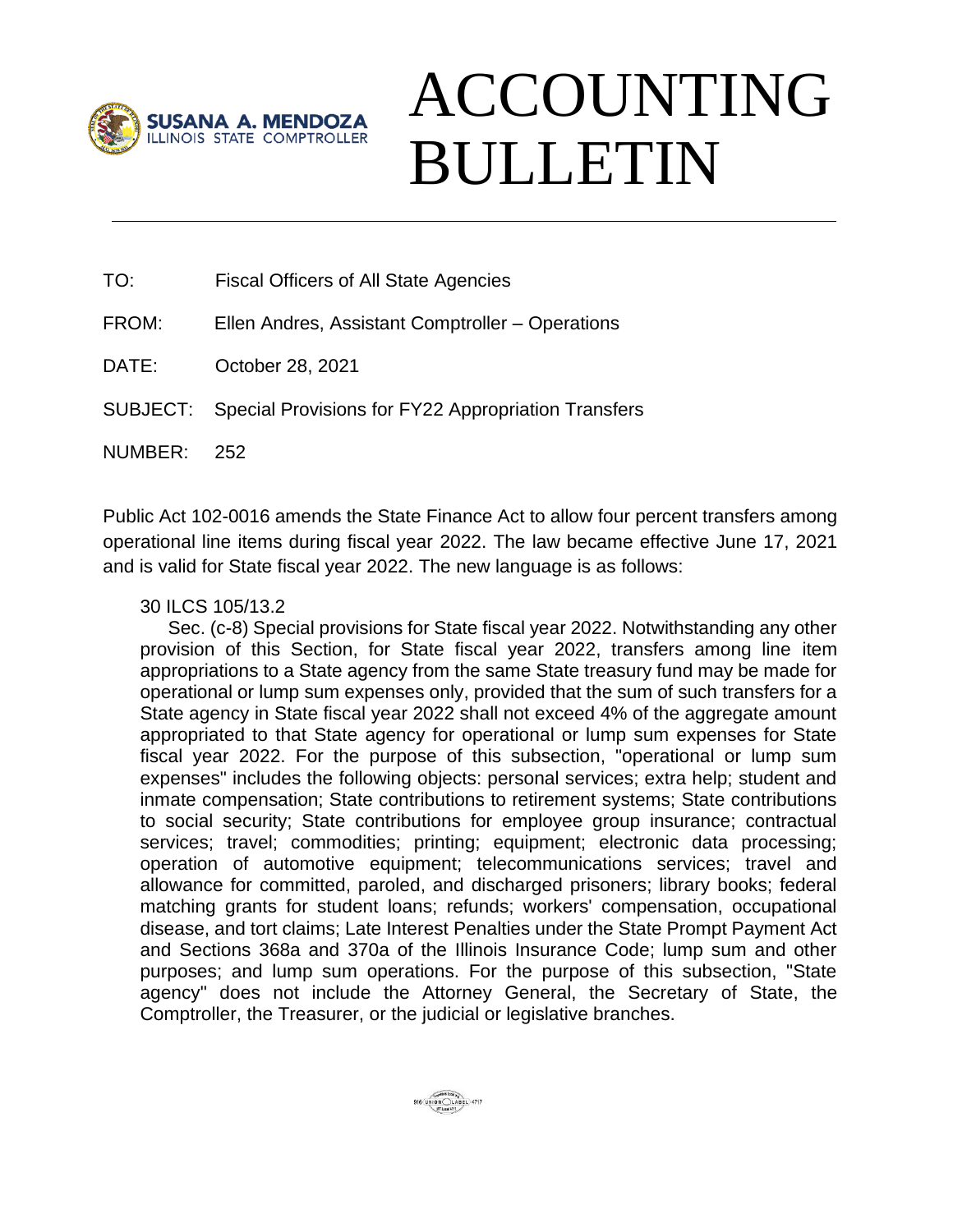SUSANA A. MENDOZA
ILLINOIS STATE COMPTROLLER

# ACCOUNTING BULLETIN

---

TO: Fiscal Officers of All State Agencies

FROM: Ellen Andres, Assistant Comptroller – Operations

DATE: October 28, 2021

SUBJECT: Special Provisions for FY22 Appropriation Transfers

NUMBER: 252

Public Act 102-0016 amends the State Finance Act to allow four percent transfers among operational line items during fiscal year 2022. The law became effective June 17, 2021 and is valid for State fiscal year 2022. The new language is as follows:

> 30 ILCS 105/13.2
>
> Sec. (c-8) Special provisions for State fiscal year 2022. Notwithstanding any other provision of this Section, for State fiscal year 2022, transfers among line item appropriations to a State agency from the same State treasury fund may be made for operational or lump sum expenses only, provided that the sum of such transfers for a State agency in State fiscal year 2022 shall not exceed 4% of the aggregate amount appropriated to that State agency for operational or lump sum expenses for State fiscal year 2022. For the purpose of this subsection, "operational or lump sum expenses" includes the following objects: personal services; extra help; student and inmate compensation; State contributions to retirement systems; State contributions to social security; State contributions for employee group insurance; contractual services; travel; commodities; printing; equipment; electronic data processing; operation of automotive equipment; telecommunications services; travel and allowance for committed, paroled, and discharged prisoners; library books; federal matching grants for student loans; refunds; workers' compensation, occupational disease, and tort claims; Late Interest Penalties under the State Prompt Payment Act and Sections 368a and 370a of the Illinois Insurance Code; lump sum and other purposes; and lump sum operations. For the purpose of this subsection, "State agency" does not include the Attorney General, the Secretary of State, the Comptroller, the Treasurer, or the judicial or legislative branches.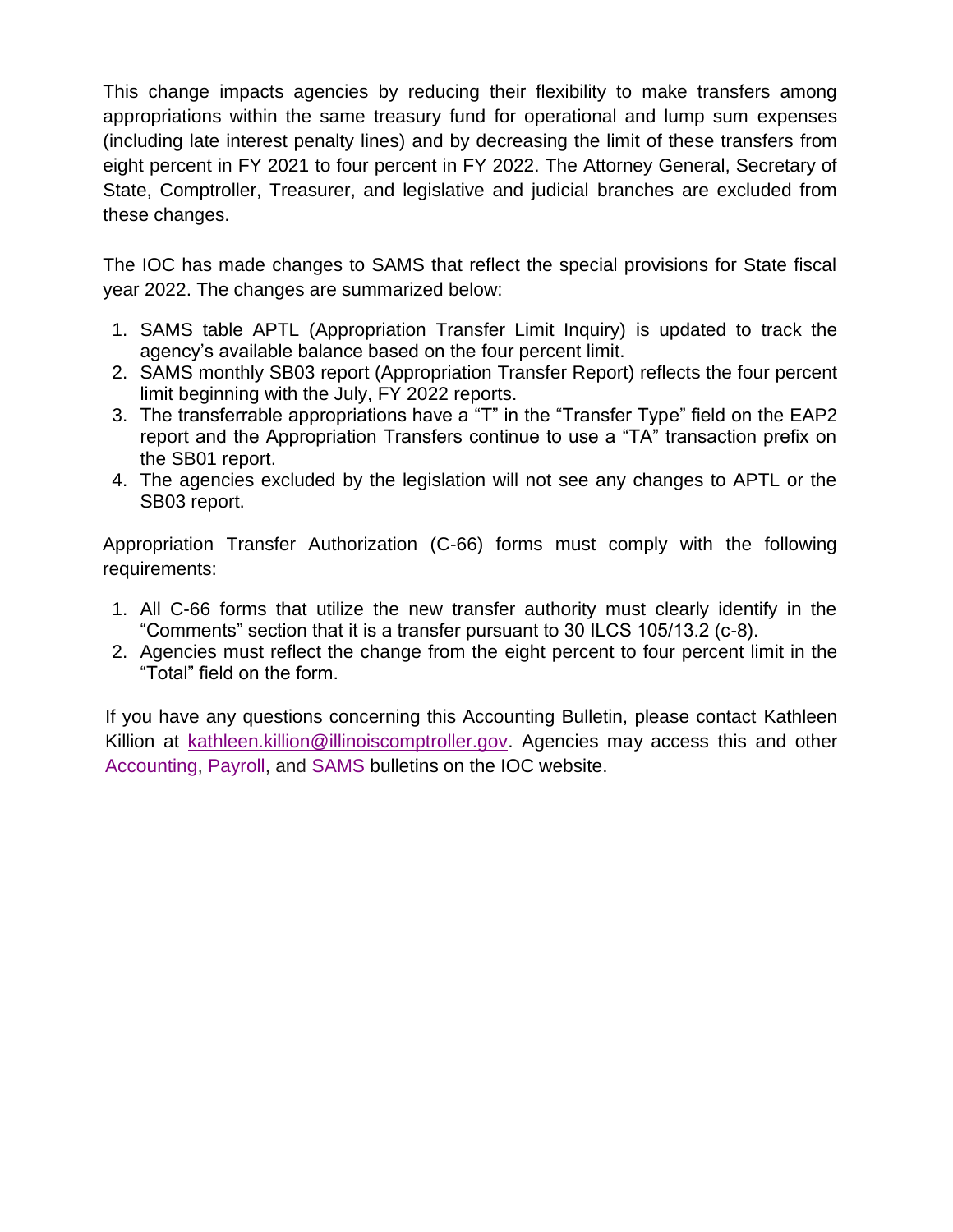This change impacts agencies by reducing their flexibility to make transfers among appropriations within the same treasury fund for operational and lump sum expenses (including late interest penalty lines) and by decreasing the limit of these transfers from eight percent in FY 2021 to four percent in FY 2022. The Attorney General, Secretary of State, Comptroller, Treasurer, and legislative and judicial branches are excluded from these changes.

The IOC has made changes to SAMS that reflect the special provisions for State fiscal year 2022. The changes are summarized below:

1. SAMS table APTL (Appropriation Transfer Limit Inquiry) is updated to track the agency's available balance based on the four percent limit.
2. SAMS monthly SB03 report (Appropriation Transfer Report) reflects the four percent limit beginning with the July, FY 2022 reports.
3. The transferrable appropriations have a "T" in the "Transfer Type" field on the EAP2 report and the Appropriation Transfers continue to use a "TA" transaction prefix on the SB01 report.
4. The agencies excluded by the legislation will not see any changes to APTL or the SB03 report.

Appropriation Transfer Authorization (C-66) forms must comply with the following requirements:

1. All C-66 forms that utilize the new transfer authority must clearly identify in the "Comments" section that it is a transfer pursuant to 30 ILCS 105/13.2 (c-8).
2. Agencies must reflect the change from the eight percent to four percent limit in the "Total" field on the form.

If you have any questions concerning this Accounting Bulletin, please contact Kathleen Killion at kathleen.killion@illinoiscomptroller.gov. Agencies may access this and other Accounting, Payroll, and SAMS bulletins on the IOC website.